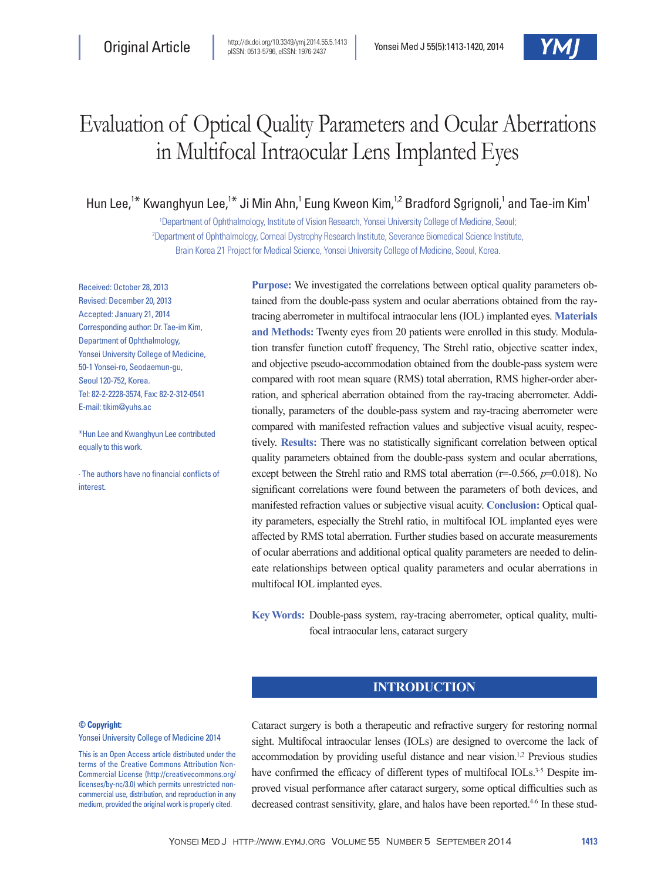Original Article

http://dx.doi.org/10.3349/ymj.2014.55.5.1413
pISSN: 0513-5796, eISSN: 1976-2437

# Evaluation of Optical Quality Parameters and Ocular Aberrations in Multifocal Intraocular Lens Implanted Eyes

Hun Lee,[1*] Kwanghyun Lee,[1*] Ji Min Ahn,[1] Eung Kweon Kim,[1,2] Bradford Sgrignoli,[1] and Tae-im Kim[1]

[1]Department of Ophthalmology, Institute of Vision Research, Yonsei University College of Medicine, Seoul;
[2]Department of Ophthalmology, Corneal Dystrophy Research Institute, Severance Biomedical Science Institute, Brain Korea 21 Project for Medical Science, Yonsei University College of Medicine, Seoul, Korea.

Received: October 28, 2013
Revised: December 20, 2013
Accepted: January 21, 2014
Corresponding author: Dr. Tae-im Kim, Department of Ophthalmology, Yonsei University College of Medicine, 50-1 Yonsei-ro, Seodaemun-gu, Seoul 120-752, Korea.
Tel: 82-2-2228-3574, Fax: 82-2-312-0541
E-mail: tikim@yuhs.ac

*Hun Lee and Kwanghyun Lee contributed equally to this work.

∙ The authors have no financial conflicts of interest.

**Purpose:** We investigated the correlations between optical quality parameters obtained from the double-pass system and ocular aberrations obtained from the ray-tracing aberrometer in multifocal intraocular lens (IOL) implanted eyes. **Materials and Methods:** Twenty eyes from 20 patients were enrolled in this study. Modulation transfer function cutoff frequency, The Strehl ratio, objective scatter index, and objective pseudo-accommodation obtained from the double-pass system were compared with root mean square (RMS) total aberration, RMS higher-order aberration, and spherical aberration obtained from the ray-tracing aberrometer. Additionally, parameters of the double-pass system and ray-tracing aberrometer were compared with manifested refraction values and subjective visual acuity, respectively. **Results:** There was no statistically significant correlation between optical quality parameters obtained from the double-pass system and ocular aberrations, except between the Strehl ratio and RMS total aberration ($r=-0.566$, $p=0.018$). No significant correlations were found between the parameters of both devices, and manifested refraction values or subjective visual acuity. **Conclusion:** Optical quality parameters, especially the Strehl ratio, in multifocal IOL implanted eyes were affected by RMS total aberration. Further studies based on accurate measurements of ocular aberrations and additional optical quality parameters are needed to delineate relationships between optical quality parameters and ocular aberrations in multifocal IOL implanted eyes.

**Key Words:** Double-pass system, ray-tracing aberrometer, optical quality, multifocal intraocular lens, cataract surgery

**© Copyright:**
Yonsei University College of Medicine 2014

This is an Open Access article distributed under the terms of the Creative Commons Attribution Non-Commercial License (http://creativecommons.org/licenses/by-nc/3.0) which permits unrestricted non-commercial use, distribution, and reproduction in any medium, provided the original work is properly cited.

## INTRODUCTION

Cataract surgery is both a therapeutic and refractive surgery for restoring normal sight. Multifocal intraocular lenses (IOLs) are designed to overcome the lack of accommodation by providing useful distance and near vision.[1,2] Previous studies have confirmed the efficacy of different types of multifocal IOLs.[3-5] Despite improved visual performance after cataract surgery, some optical difficulties such as decreased contrast sensitivity, glare, and halos have been reported.[4-6] In these stud-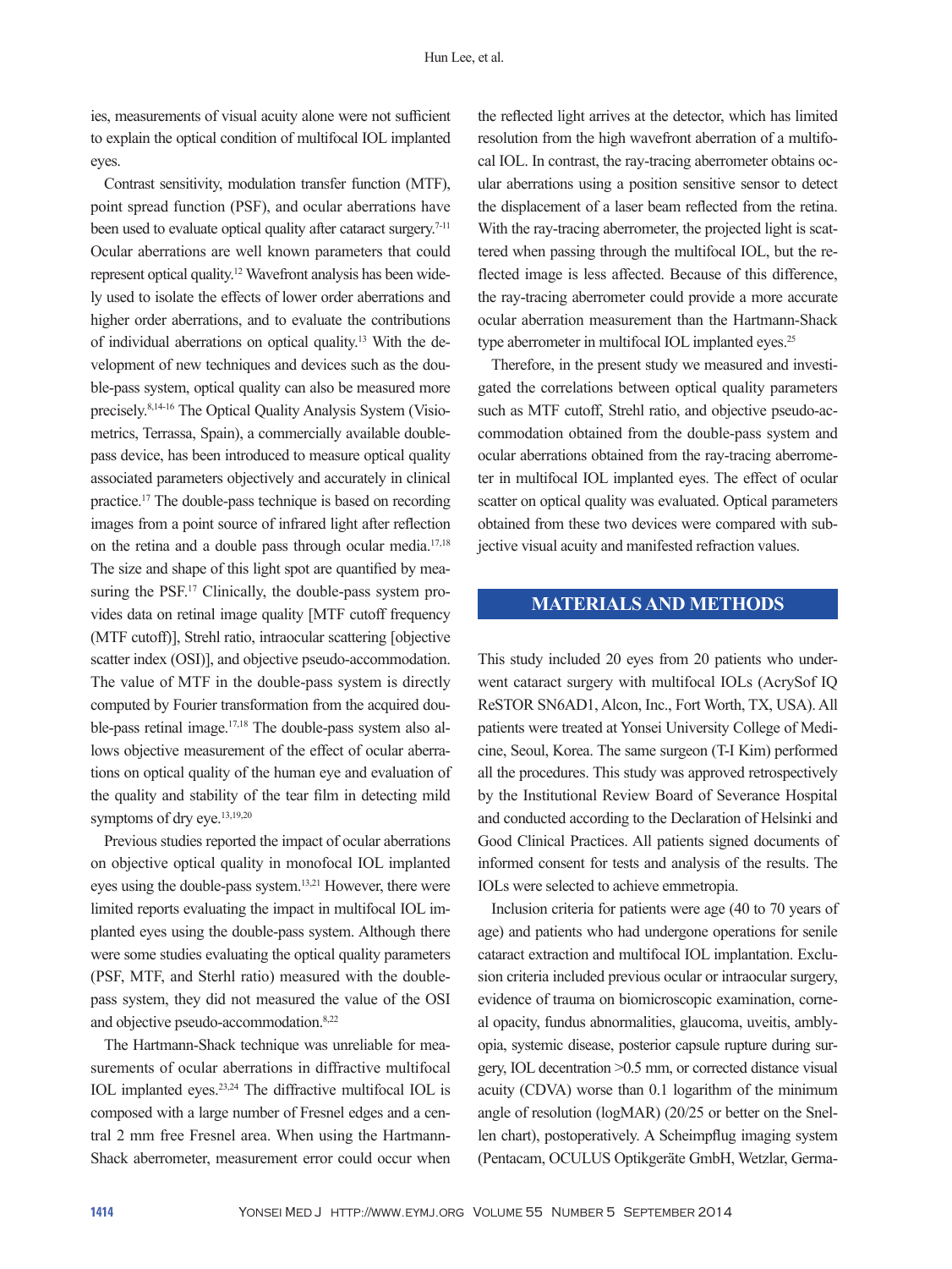ies, measurements of visual acuity alone were not sufficient to explain the optical condition of multifocal IOL implanted eyes.

Contrast sensitivity, modulation transfer function (MTF), point spread function (PSF), and ocular aberrations have been used to evaluate optical quality after cataract surgery.[7-11] Ocular aberrations are well known parameters that could represent optical quality.[12] Wavefront analysis has been widely used to isolate the effects of lower order aberrations and higher order aberrations, and to evaluate the contributions of individual aberrations on optical quality.[13] With the development of new techniques and devices such as the double-pass system, optical quality can also be measured more precisely.[8,14-16] The Optical Quality Analysis System (Visiometrics, Terrassa, Spain), a commercially available double-pass device, has been introduced to measure optical quality associated parameters objectively and accurately in clinical practice.[17] The double-pass technique is based on recording images from a point source of infrared light after reflection on the retina and a double pass through ocular media.[17,18] The size and shape of this light spot are quantified by measuring the PSF.[17] Clinically, the double-pass system provides data on retinal image quality [MTF cutoff frequency (MTF cutoff)], Strehl ratio, intraocular scattering [objective scatter index (OSI)], and objective pseudo-accommodation. The value of MTF in the double-pass system is directly computed by Fourier transformation from the acquired double-pass retinal image.[17,18] The double-pass system also allows objective measurement of the effect of ocular aberrations on optical quality of the human eye and evaluation of the quality and stability of the tear film in detecting mild symptoms of dry eye.[13,19,20]

Previous studies reported the impact of ocular aberrations on objective optical quality in monofocal IOL implanted eyes using the double-pass system.[13,21] However, there were limited reports evaluating the impact in multifocal IOL implanted eyes using the double-pass system. Although there were some studies evaluating the optical quality parameters (PSF, MTF, and Sterhl ratio) measured with the double-pass system, they did not measured the value of the OSI and objective pseudo-accommodation.[8,22]

The Hartmann-Shack technique was unreliable for measurements of ocular aberrations in diffractive multifocal IOL implanted eyes.[23,24] The diffractive multifocal IOL is composed with a large number of Fresnel edges and a central 2 mm free Fresnel area. When using the Hartmann-Shack aberrometer, measurement error could occur when the reflected light arrives at the detector, which has limited resolution from the high wavefront aberration of a multifocal IOL. In contrast, the ray-tracing aberrometer obtains ocular aberrations using a position sensitive sensor to detect the displacement of a laser beam reflected from the retina. With the ray-tracing aberrometer, the projected light is scattered when passing through the multifocal IOL, but the reflected image is less affected. Because of this difference, the ray-tracing aberrometer could provide a more accurate ocular aberration measurement than the Hartmann-Shack type aberrometer in multifocal IOL implanted eyes.[25]

Therefore, in the present study we measured and investigated the correlations between optical quality parameters such as MTF cutoff, Strehl ratio, and objective pseudo-accommodation obtained from the double-pass system and ocular aberrations obtained from the ray-tracing aberrometer in multifocal IOL implanted eyes. The effect of ocular scatter on optical quality was evaluated. Optical parameters obtained from these two devices were compared with subjective visual acuity and manifested refraction values.

## MATERIALS AND METHODS

This study included 20 eyes from 20 patients who underwent cataract surgery with multifocal IOLs (AcrySof IQ ReSTOR SN6AD1, Alcon, Inc., Fort Worth, TX, USA). All patients were treated at Yonsei University College of Medicine, Seoul, Korea. The same surgeon (T-I Kim) performed all the procedures. This study was approved retrospectively by the Institutional Review Board of Severance Hospital and conducted according to the Declaration of Helsinki and Good Clinical Practices. All patients signed documents of informed consent for tests and analysis of the results. The IOLs were selected to achieve emmetropia.

Inclusion criteria for patients were age (40 to 70 years of age) and patients who had undergone operations for senile cataract extraction and multifocal IOL implantation. Exclusion criteria included previous ocular or intraocular surgery, evidence of trauma on biomicroscopic examination, corneal opacity, fundus abnormalities, glaucoma, uveitis, amblyopia, systemic disease, posterior capsule rupture during surgery, IOL decentration >0.5 mm, or corrected distance visual acuity (CDVA) worse than 0.1 logarithm of the minimum angle of resolution (logMAR) (20/25 or better on the Snellen chart), postoperatively. A Scheimpflug imaging system (Pentacam, OCULUS Optikgeräte GmbH, Wetzlar, Germa-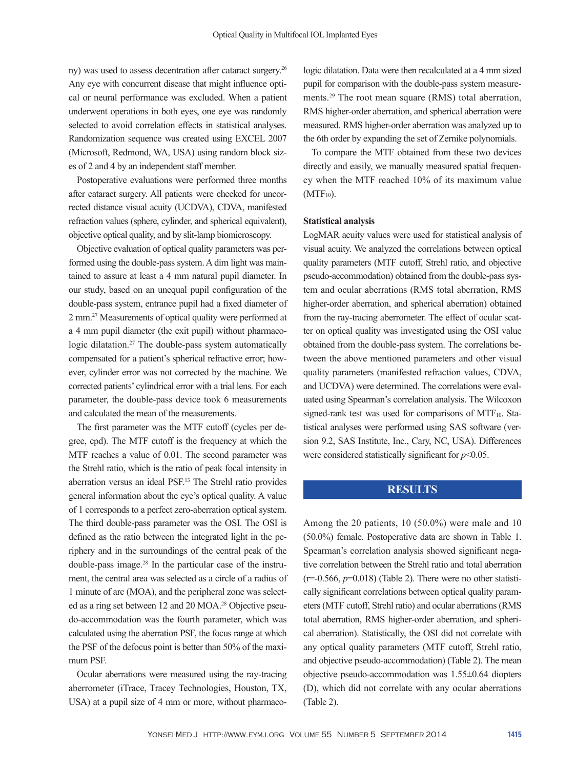ny) was used to assess decentration after cataract surgery.[26] Any eye with concurrent disease that might influence optical or neural performance was excluded. When a patient underwent operations in both eyes, one eye was randomly selected to avoid correlation effects in statistical analyses. Randomization sequence was created using EXCEL 2007 (Microsoft, Redmond, WA, USA) using random block sizes of 2 and 4 by an independent staff member.

Postoperative evaluations were performed three months after cataract surgery. All patients were checked for uncorrected distance visual acuity (UCDVA), CDVA, manifested refraction values (sphere, cylinder, and spherical equivalent), objective optical quality, and by slit-lamp biomicroscopy.

Objective evaluation of optical quality parameters was performed using the double-pass system. A dim light was maintained to assure at least a 4 mm natural pupil diameter. In our study, based on an unequal pupil configuration of the double-pass system, entrance pupil had a fixed diameter of 2 mm.[27] Measurements of optical quality were performed at a 4 mm pupil diameter (the exit pupil) without pharmacologic dilatation.[27] The double-pass system automatically compensated for a patient's spherical refractive error; however, cylinder error was not corrected by the machine. We corrected patients' cylindrical error with a trial lens. For each parameter, the double-pass device took 6 measurements and calculated the mean of the measurements.

The first parameter was the MTF cutoff (cycles per degree, cpd). The MTF cutoff is the frequency at which the MTF reaches a value of 0.01. The second parameter was the Strehl ratio, which is the ratio of peak focal intensity in aberration versus an ideal PSF.[13] The Strehl ratio provides general information about the eye's optical quality. A value of 1 corresponds to a perfect zero-aberration optical system. The third double-pass parameter was the OSI. The OSI is defined as the ratio between the integrated light in the periphery and in the surroundings of the central peak of the double-pass image.[28] In the particular case of the instrument, the central area was selected as a circle of a radius of 1 minute of arc (MOA), and the peripheral zone was selected as a ring set between 12 and 20 MOA.[28] Objective pseudo-accommodation was the fourth parameter, which was calculated using the aberration PSF, the focus range at which the PSF of the defocus point is better than 50% of the maximum PSF.

Ocular aberrations were measured using the ray-tracing aberrometer (iTrace, Tracey Technologies, Houston, TX, USA) at a pupil size of 4 mm or more, without pharmacologic dilatation. Data were then recalculated at a 4 mm sized pupil for comparison with the double-pass system measurements.[29] The root mean square (RMS) total aberration, RMS higher-order aberration, and spherical aberration were measured. RMS higher-order aberration was analyzed up to the 6th order by expanding the set of Zernike polynomials.

To compare the MTF obtained from these two devices directly and easily, we manually measured spatial frequency when the MTF reached 10% of its maximum value ($MTF_{10}$).

### Statistical analysis

LogMAR acuity values were used for statistical analysis of visual acuity. We analyzed the correlations between optical quality parameters (MTF cutoff, Strehl ratio, and objective pseudo-accommodation) obtained from the double-pass system and ocular aberrations (RMS total aberration, RMS higher-order aberration, and spherical aberration) obtained from the ray-tracing aberrometer. The effect of ocular scatter on optical quality was investigated using the OSI value obtained from the double-pass system. The correlations between the above mentioned parameters and other visual quality parameters (manifested refraction values, CDVA, and UCDVA) were determined. The correlations were evaluated using Spearman's correlation analysis. The Wilcoxon signed-rank test was used for comparisons of $MTF_{10}$. Statistical analyses were performed using SAS software (version 9.2, SAS Institute, Inc., Cary, NC, USA). Differences were considered statistically significant for $p<0.05$.

## RESULTS

Among the 20 patients, 10 (50.0%) were male and 10 (50.0%) female. Postoperative data are shown in Table 1. Spearman's correlation analysis showed significant negative correlation between the Strehl ratio and total aberration ($r=-0.566$, $p=0.018$) (Table 2). There were no other statistically significant correlations between optical quality parameters (MTF cutoff, Strehl ratio) and ocular aberrations (RMS total aberration, RMS higher-order aberration, and spherical aberration). Statistically, the OSI did not correlate with any optical quality parameters (MTF cutoff, Strehl ratio, and objective pseudo-accommodation) (Table 2). The mean objective pseudo-accommodation was 1.55±0.64 diopters (D), which did not correlate with any ocular aberrations (Table 2).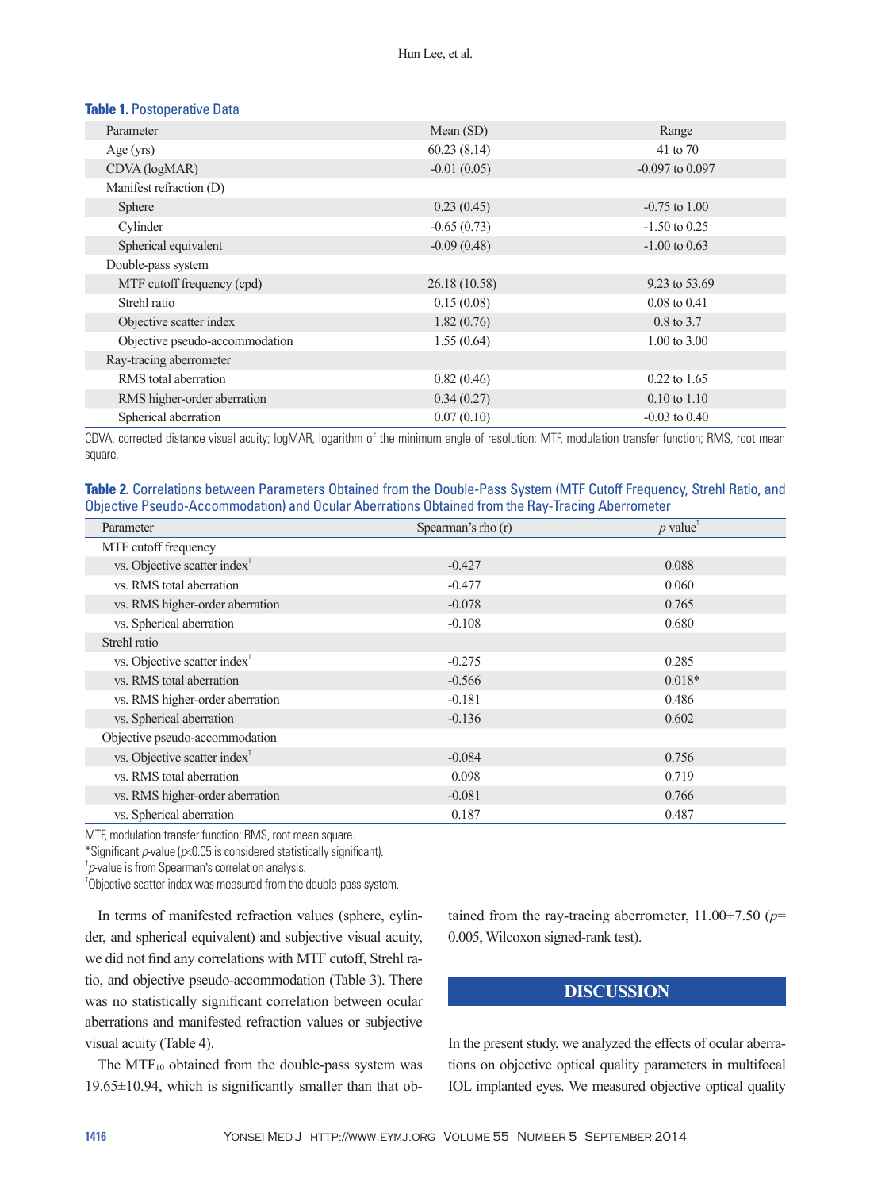**Table 1.** Postoperative Data

| Parameter | Mean (SD) | Range |
|---|---|---|
| Age (yrs) | 60.23 (8.14) | 41 to 70 |
| CDVA (logMAR) | -0.01 (0.05) | -0.097 to 0.097 |
| Manifest refraction (D) | | |
| Sphere | 0.23 (0.45) | -0.75 to 1.00 |
| Cylinder | -0.65 (0.73) | -1.50 to 0.25 |
| Spherical equivalent | -0.09 (0.48) | -1.00 to 0.63 |
| Double-pass system | | |
| MTF cutoff frequency (cpd) | 26.18 (10.58) | 9.23 to 53.69 |
| Strehl ratio | 0.15 (0.08) | 0.08 to 0.41 |
| Objective scatter index | 1.82 (0.76) | 0.8 to 3.7 |
| Objective pseudo-accommodation | 1.55 (0.64) | 1.00 to 3.00 |
| Ray-tracing aberrometer | | |
| RMS total aberration | 0.82 (0.46) | 0.22 to 1.65 |
| RMS higher-order aberration | 0.34 (0.27) | 0.10 to 1.10 |
| Spherical aberration | 0.07 (0.10) | -0.03 to 0.40 |

CDVA, corrected distance visual acuity; logMAR, logarithm of the minimum angle of resolution; MTF, modulation transfer function; RMS, root mean square.

**Table 2.** Correlations between Parameters Obtained from the Double-Pass System (MTF Cutoff Frequency, Strehl Ratio, and Objective Pseudo-Accommodation) and Ocular Aberrations Obtained from the Ray-Tracing Aberrometer

| Parameter | Spearman's rho (r) | *p* value[†] |
|---|---|---|
| MTF cutoff frequency | | |
| vs. Objective scatter index[‡] | -0.427 | 0.088 |
| vs. RMS total aberration | -0.477 | 0.060 |
| vs. RMS higher-order aberration | -0.078 | 0.765 |
| vs. Spherical aberration | -0.108 | 0.680 |
| Strehl ratio | | |
| vs. Objective scatter index[‡] | -0.275 | 0.285 |
| vs. RMS total aberration | -0.566 | 0.018* |
| vs. RMS higher-order aberration | -0.181 | 0.486 |
| vs. Spherical aberration | -0.136 | 0.602 |
| Objective pseudo-accommodation | | |
| vs. Objective scatter index[‡] | -0.084 | 0.756 |
| vs. RMS total aberration | 0.098 | 0.719 |
| vs. RMS higher-order aberration | -0.081 | 0.766 |
| vs. Spherical aberration | 0.187 | 0.487 |

MTF, modulation transfer function; RMS, root mean square.

*Significant *p*-value ($p<0.05$ is considered statistically significant).

[†]*p*-value is from Spearman's correlation analysis.

[‡]Objective scatter index was measured from the double-pass system.

In terms of manifested refraction values (sphere, cylinder, and spherical equivalent) and subjective visual acuity, we did not find any correlations with MTF cutoff, Strehl ratio, and objective pseudo-accommodation (Table 3). There was no statistically significant correlation between ocular aberrations and manifested refraction values or subjective visual acuity (Table 4).

The $MTF_{10}$ obtained from the double-pass system was 19.65±10.94, which is significantly smaller than that obtained from the ray-tracing aberrometer, 11.00±7.50 ($p=0.005$, Wilcoxon signed-rank test).

## DISCUSSION

In the present study, we analyzed the effects of ocular aberrations on objective optical quality parameters in multifocal IOL implanted eyes. We measured objective optical quality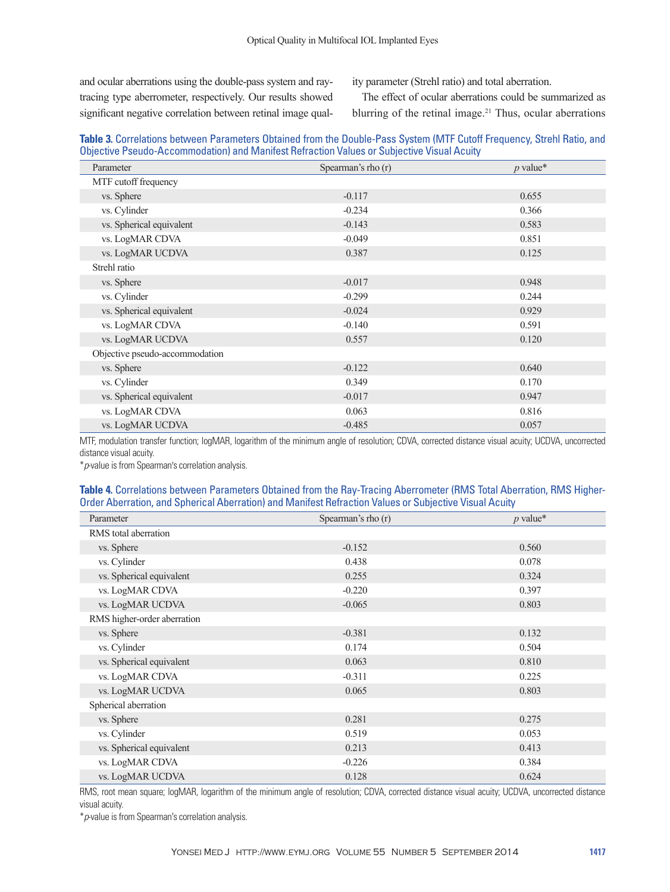and ocular aberrations using the double-pass system and ray-tracing type aberrometer, respectively. Our results showed significant negative correlation between retinal image quality parameter (Strehl ratio) and total aberration.

The effect of ocular aberrations could be summarized as blurring of the retinal image.[21] Thus, ocular aberrations

**Table 3.** Correlations between Parameters Obtained from the Double-Pass System (MTF Cutoff Frequency, Strehl Ratio, and Objective Pseudo-Accommodation) and Manifest Refraction Values or Subjective Visual Acuity

| Parameter | Spearman's rho (r) | *p* value* |
|---|---|---|
| MTF cutoff frequency | | |
| vs. Sphere | -0.117 | 0.655 |
| vs. Cylinder | -0.234 | 0.366 |
| vs. Spherical equivalent | -0.143 | 0.583 |
| vs. LogMAR CDVA | -0.049 | 0.851 |
| vs. LogMAR UCDVA | 0.387 | 0.125 |
| Strehl ratio | | |
| vs. Sphere | -0.017 | 0.948 |
| vs. Cylinder | -0.299 | 0.244 |
| vs. Spherical equivalent | -0.024 | 0.929 |
| vs. LogMAR CDVA | -0.140 | 0.591 |
| vs. LogMAR UCDVA | 0.557 | 0.120 |
| Objective pseudo-accommodation | | |
| vs. Sphere | -0.122 | 0.640 |
| vs. Cylinder | 0.349 | 0.170 |
| vs. Spherical equivalent | -0.017 | 0.947 |
| vs. LogMAR CDVA | 0.063 | 0.816 |
| vs. LogMAR UCDVA | -0.485 | 0.057 |

MTF, modulation transfer function; logMAR, logarithm of the minimum angle of resolution; CDVA, corrected distance visual acuity; UCDVA, uncorrected distance visual acuity.

*p-value is from Spearman's correlation analysis.

**Table 4.** Correlations between Parameters Obtained from the Ray-Tracing Aberrometer (RMS Total Aberration, RMS Higher-Order Aberration, and Spherical Aberration) and Manifest Refraction Values or Subjective Visual Acuity

| Parameter | Spearman's rho (r) | *p* value* |
|---|---|---|
| RMS total aberration | | |
| vs. Sphere | -0.152 | 0.560 |
| vs. Cylinder | 0.438 | 0.078 |
| vs. Spherical equivalent | 0.255 | 0.324 |
| vs. LogMAR CDVA | -0.220 | 0.397 |
| vs. LogMAR UCDVA | -0.065 | 0.803 |
| RMS higher-order aberration | | |
| vs. Sphere | -0.381 | 0.132 |
| vs. Cylinder | 0.174 | 0.504 |
| vs. Spherical equivalent | 0.063 | 0.810 |
| vs. LogMAR CDVA | -0.311 | 0.225 |
| vs. LogMAR UCDVA | 0.065 | 0.803 |
| Spherical aberration | | |
| vs. Sphere | 0.281 | 0.275 |
| vs. Cylinder | 0.519 | 0.053 |
| vs. Spherical equivalent | 0.213 | 0.413 |
| vs. LogMAR CDVA | -0.226 | 0.384 |
| vs. LogMAR UCDVA | 0.128 | 0.624 |

RMS, root mean square; logMAR, logarithm of the minimum angle of resolution; CDVA, corrected distance visual acuity; UCDVA, uncorrected distance visual acuity.

*p-value is from Spearman's correlation analysis.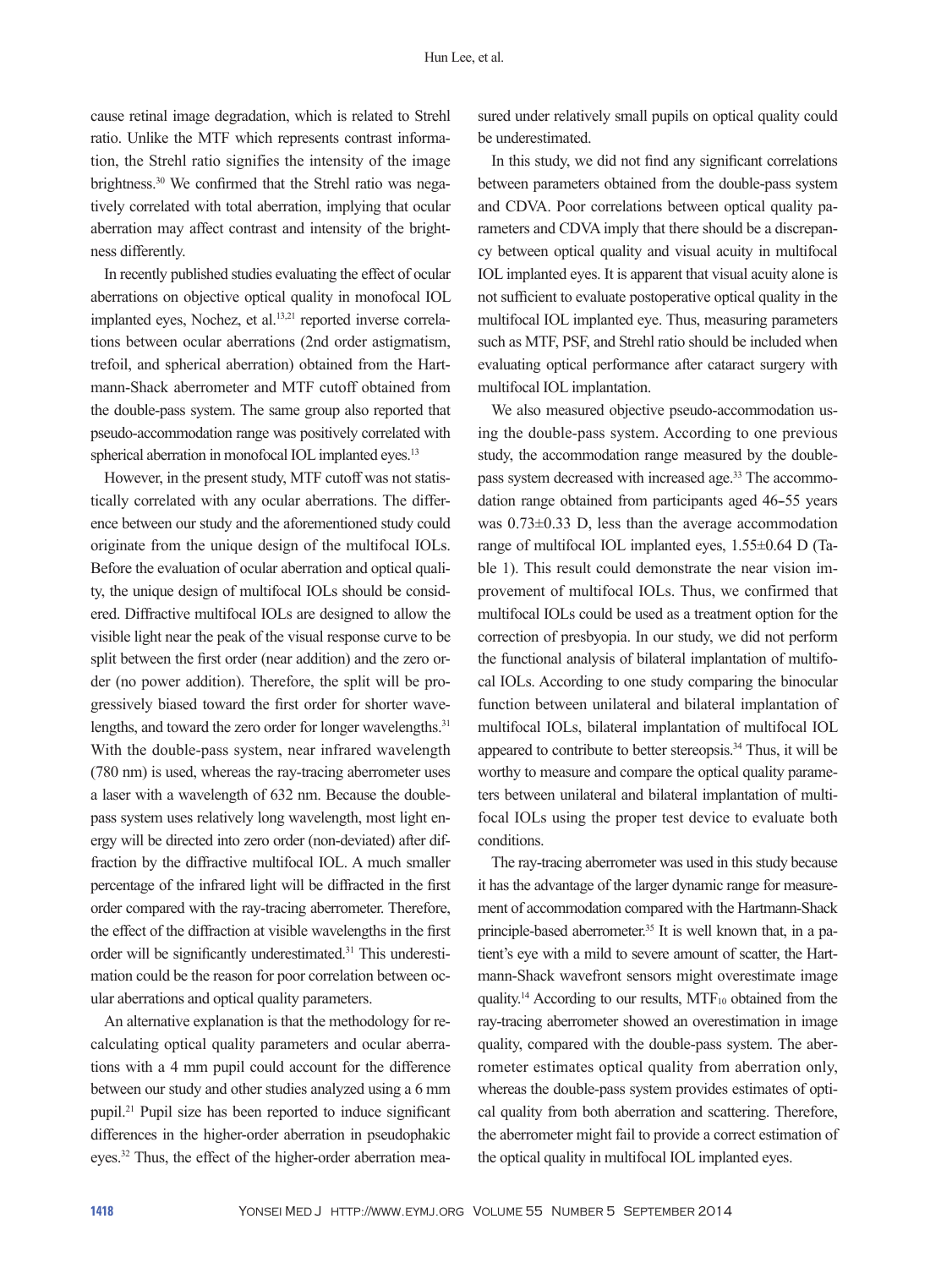cause retinal image degradation, which is related to Strehl ratio. Unlike the MTF which represents contrast information, the Strehl ratio signifies the intensity of the image brightness.[30] We confirmed that the Strehl ratio was negatively correlated with total aberration, implying that ocular aberration may affect contrast and intensity of the brightness differently.

In recently published studies evaluating the effect of ocular aberrations on objective optical quality in monofocal IOL implanted eyes, Nochez, et al.[13,21] reported inverse correlations between ocular aberrations (2nd order astigmatism, trefoil, and spherical aberration) obtained from the Hartmann-Shack aberrometer and MTF cutoff obtained from the double-pass system. The same group also reported that pseudo-accommodation range was positively correlated with spherical aberration in monofocal IOL implanted eyes.[13]

However, in the present study, MTF cutoff was not statistically correlated with any ocular aberrations. The difference between our study and the aforementioned study could originate from the unique design of the multifocal IOLs. Before the evaluation of ocular aberration and optical quality, the unique design of multifocal IOLs should be considered. Diffractive multifocal IOLs are designed to allow the visible light near the peak of the visual response curve to be split between the first order (near addition) and the zero order (no power addition). Therefore, the split will be progressively biased toward the first order for shorter wavelengths, and toward the zero order for longer wavelengths.[31] With the double-pass system, near infrared wavelength (780 nm) is used, whereas the ray-tracing aberrometer uses a laser with a wavelength of 632 nm. Because the double-pass system uses relatively long wavelength, most light energy will be directed into zero order (non-deviated) after diffraction by the diffractive multifocal IOL. A much smaller percentage of the infrared light will be diffracted in the first order compared with the ray-tracing aberrometer. Therefore, the effect of the diffraction at visible wavelengths in the first order will be significantly underestimated.[31] This underestimation could be the reason for poor correlation between ocular aberrations and optical quality parameters.

An alternative explanation is that the methodology for recalculating optical quality parameters and ocular aberrations with a 4 mm pupil could account for the difference between our study and other studies analyzed using a 6 mm pupil.[21] Pupil size has been reported to induce significant differences in the higher-order aberration in pseudophakic eyes.[32] Thus, the effect of the higher-order aberration measured under relatively small pupils on optical quality could be underestimated.

In this study, we did not find any significant correlations between parameters obtained from the double-pass system and CDVA. Poor correlations between optical quality parameters and CDVA imply that there should be a discrepancy between optical quality and visual acuity in multifocal IOL implanted eyes. It is apparent that visual acuity alone is not sufficient to evaluate postoperative optical quality in the multifocal IOL implanted eye. Thus, measuring parameters such as MTF, PSF, and Strehl ratio should be included when evaluating optical performance after cataract surgery with multifocal IOL implantation.

We also measured objective pseudo-accommodation using the double-pass system. According to one previous study, the accommodation range measured by the double-pass system decreased with increased age.[33] The accommodation range obtained from participants aged 46–55 years was 0.73±0.33 D, less than the average accommodation range of multifocal IOL implanted eyes, 1.55±0.64 D (Table 1). This result could demonstrate the near vision improvement of multifocal IOLs. Thus, we confirmed that multifocal IOLs could be used as a treatment option for the correction of presbyopia. In our study, we did not perform the functional analysis of bilateral implantation of multifocal IOLs. According to one study comparing the binocular function between unilateral and bilateral implantation of multifocal IOLs, bilateral implantation of multifocal IOL appeared to contribute to better stereopsis.[34] Thus, it will be worthy to measure and compare the optical quality parameters between unilateral and bilateral implantation of multifocal IOLs using the proper test device to evaluate both conditions.

The ray-tracing aberrometer was used in this study because it has the advantage of the larger dynamic range for measurement of accommodation compared with the Hartmann-Shack principle-based aberrometer.[35] It is well known that, in a patient's eye with a mild to severe amount of scatter, the Hartmann-Shack wavefront sensors might overestimate image quality.[14] According to our results, $MTF_{10}$ obtained from the ray-tracing aberrometer showed an overestimation in image quality, compared with the double-pass system. The aberrometer estimates optical quality from aberration only, whereas the double-pass system provides estimates of optical quality from both aberration and scattering. Therefore, the aberrometer might fail to provide a correct estimation of the optical quality in multifocal IOL implanted eyes.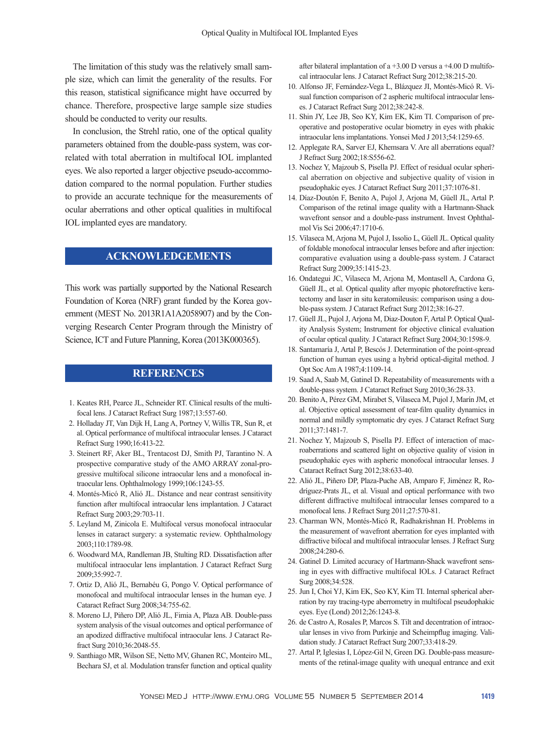The limitation of this study was the relatively small sample size, which can limit the generality of the results. For this reason, statistical significance might have occurred by chance. Therefore, prospective large sample size studies should be conducted to verity our results.

In conclusion, the Strehl ratio, one of the optical quality parameters obtained from the double-pass system, was correlated with total aberration in multifocal IOL implanted eyes. We also reported a larger objective pseudo-accommodation compared to the normal population. Further studies to provide an accurate technique for the measurements of ocular aberrations and other optical qualities in multifocal IOL implanted eyes are mandatory.

## ACKNOWLEDGEMENTS

This work was partially supported by the National Research Foundation of Korea (NRF) grant funded by the Korea government (MEST No. 2013R1A1A2058907) and by the Converging Research Center Program through the Ministry of Science, ICT and Future Planning, Korea (2013K000365).

## REFERENCES

1. Keates RH, Pearce JL, Schneider RT. Clinical results of the multifocal lens. J Cataract Refract Surg 1987;13:557-60.
2. Holladay JT, Van Dijk H, Lang A, Portney V, Willis TR, Sun R, et al. Optical performance of multifocal intraocular lenses. J Cataract Refract Surg 1990;16:413-22.
3. Steinert RF, Aker BL, Trentacost DJ, Smith PJ, Tarantino N. A prospective comparative study of the AMO ARRAY zonal-progressive multifocal silicone intraocular lens and a monofocal intraocular lens. Ophthalmology 1999;106:1243-55.
4. Montés-Micó R, Alió JL. Distance and near contrast sensitivity function after multifocal intraocular lens implantation. J Cataract Refract Surg 2003;29:703-11.
5. Leyland M, Zinicola E. Multifocal versus monofocal intraocular lenses in cataract surgery: a systematic review. Ophthalmology 2003;110:1789-98.
6. Woodward MA, Randleman JB, Stulting RD. Dissatisfaction after multifocal intraocular lens implantation. J Cataract Refract Surg 2009;35:992-7.
7. Ortiz D, Alió JL, Bernabéu G, Pongo V. Optical performance of monofocal and multifocal intraocular lenses in the human eye. J Cataract Refract Surg 2008;34:755-62.
8. Moreno LJ, Piñero DP, Alió JL, Fimia A, Plaza AB. Double-pass system analysis of the visual outcomes and optical performance of an apodized diffractive multifocal intraocular lens. J Cataract Refract Surg 2010;36:2048-55.
9. Santhiago MR, Wilson SE, Netto MV, Ghanen RC, Monteiro ML, Bechara SJ, et al. Modulation transfer function and optical quality after bilateral implantation of a +3.00 D versus a +4.00 D multifocal intraocular lens. J Cataract Refract Surg 2012;38:215-20.
10. Alfonso JF, Fernández-Vega L, Blázquez JI, Montés-Micó R. Visual function comparison of 2 aspheric multifocal intraocular lenses. J Cataract Refract Surg 2012;38:242-8.
11. Shin JY, Lee JB, Seo KY, Kim EK, Kim TI. Comparison of preoperative and postoperative ocular biometry in eyes with phakic intraocular lens implantations. Yonsei Med J 2013;54:1259-65.
12. Applegate RA, Sarver EJ, Khemsara V. Are all aberrations equal? J Refract Surg 2002;18:S556-62.
13. Nochez Y, Majzoub S, Pisella PJ. Effect of residual ocular spherical aberration on objective and subjective quality of vision in pseudophakic eyes. J Cataract Refract Surg 2011;37:1076-81.
14. Díaz-Doutón F, Benito A, Pujol J, Arjona M, Güell JL, Artal P. Comparison of the retinal image quality with a Hartmann-Shack wavefront sensor and a double-pass instrument. Invest Ophthalmol Vis Sci 2006;47:1710-6.
15. Vilaseca M, Arjona M, Pujol J, Issolio L, Güell JL. Optical quality of foldable monofocal intraocular lenses before and after injection: comparative evaluation using a double-pass system. J Cataract Refract Surg 2009;35:1415-23.
16. Ondategui JC, Vilaseca M, Arjona M, Montasell A, Cardona G, Güell JL, et al. Optical quality after myopic photorefractive keratectomy and laser in situ keratomileusis: comparison using a double-pass system. J Cataract Refract Surg 2012;38:16-27.
17. Güell JL, Pujol J, Arjona M, Diaz-Douton F, Artal P. Optical Quality Analysis System; Instrument for objective clinical evaluation of ocular optical quality. J Cataract Refract Surg 2004;30:1598-9.
18. Santamaría J, Artal P, Bescós J. Determination of the point-spread function of human eyes using a hybrid optical-digital method. J Opt Soc Am A 1987;4:1109-14.
19. Saad A, Saab M, Gatinel D. Repeatability of measurements with a double-pass system. J Cataract Refract Surg 2010;36:28-33.
20. Benito A, Pérez GM, Mirabet S, Vilaseca M, Pujol J, Marín JM, et al. Objective optical assessment of tear-film quality dynamics in normal and mildly symptomatic dry eyes. J Cataract Refract Surg 2011;37:1481-7.
21. Nochez Y, Majzoub S, Pisella PJ. Effect of interaction of macroaberrations and scattered light on objective quality of vision in pseudophakic eyes with aspheric monofocal intraocular lenses. J Cataract Refract Surg 2012;38:633-40.
22. Alió JL, Piñero DP, Plaza-Puche AB, Amparo F, Jiménez R, Rodríguez-Prats JL, et al. Visual and optical performance with two different diffractive multifocal intraocular lenses compared to a monofocal lens. J Refract Surg 2011;27:570-81.
23. Charman WN, Montés-Micó R, Radhakrishnan H. Problems in the measurement of wavefront aberration for eyes implanted with diffractive bifocal and multifocal intraocular lenses. J Refract Surg 2008;24:280-6.
24. Gatinel D. Limited accuracy of Hartmann-Shack wavefront sensing in eyes with diffractive multifocal IOLs. J Cataract Refract Surg 2008;34:528.
25. Jun I, Choi YJ, Kim EK, Seo KY, Kim TI. Internal spherical aberration by ray tracing-type aberrometry in multifocal pseudophakic eyes. Eye (Lond) 2012;26:1243-8.
26. de Castro A, Rosales P, Marcos S. Tilt and decentration of intraocular lenses in vivo from Purkinje and Scheimpflug imaging. Validation study. J Cataract Refract Surg 2007;33:418-29.
27. Artal P, Iglesias I, López-Gil N, Green DG. Double-pass measurements of the retinal-image quality with unequal entrance and exit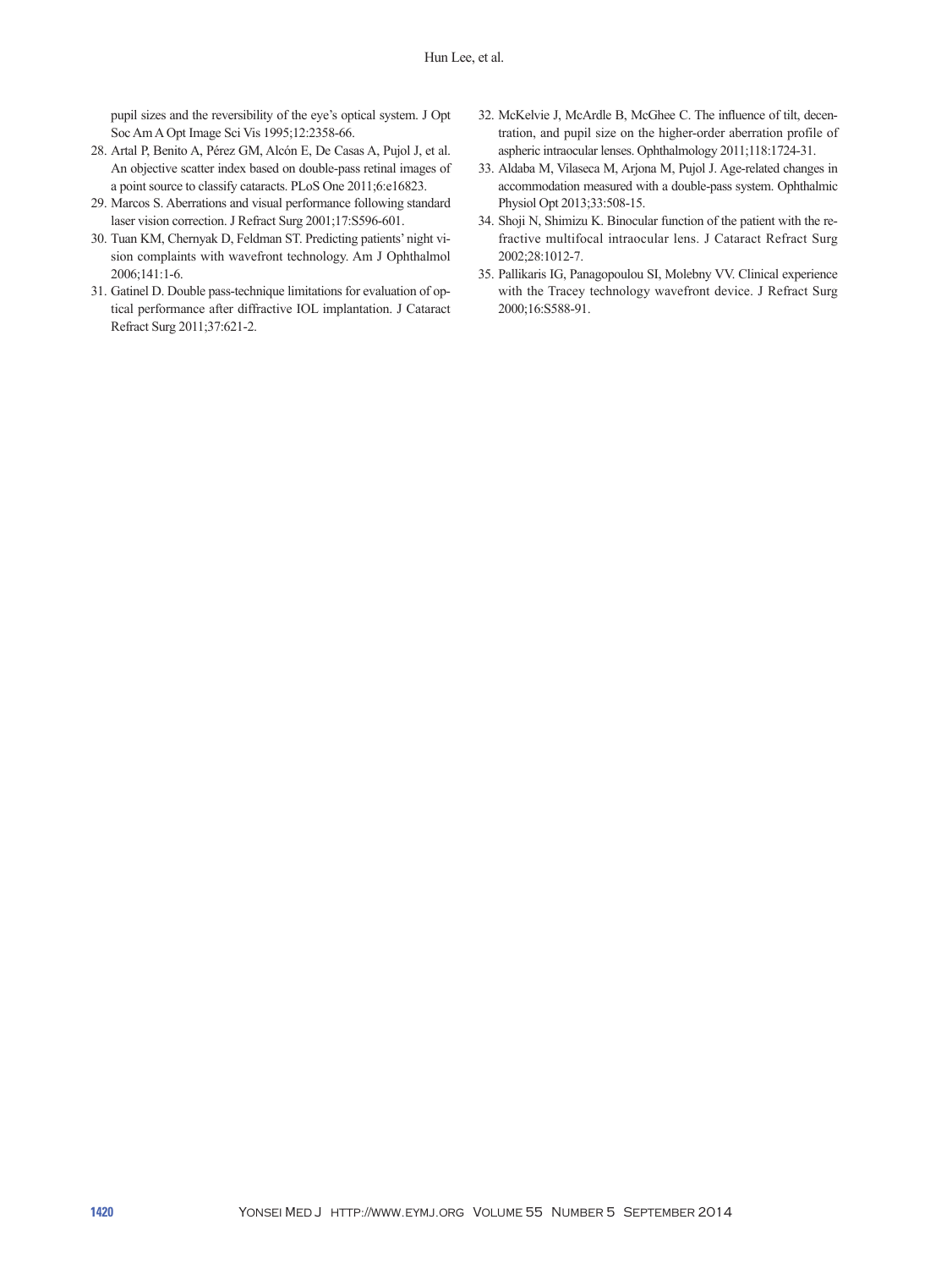pupil sizes and the reversibility of the eye's optical system. J Opt Soc Am A Opt Image Sci Vis 1995;12:2358-66.

28. Artal P, Benito A, Pérez GM, Alcón E, De Casas A, Pujol J, et al. An objective scatter index based on double-pass retinal images of a point source to classify cataracts. PLoS One 2011;6:e16823.
29. Marcos S. Aberrations and visual performance following standard laser vision correction. J Refract Surg 2001;17:S596-601.
30. Tuan KM, Chernyak D, Feldman ST. Predicting patients' night vision complaints with wavefront technology. Am J Ophthalmol 2006;141:1-6.
31. Gatinel D. Double pass-technique limitations for evaluation of optical performance after diffractive IOL implantation. J Cataract Refract Surg 2011;37:621-2.
32. McKelvie J, McArdle B, McGhee C. The influence of tilt, decentration, and pupil size on the higher-order aberration profile of aspheric intraocular lenses. Ophthalmology 2011;118:1724-31.
33. Aldaba M, Vilaseca M, Arjona M, Pujol J. Age-related changes in accommodation measured with a double-pass system. Ophthalmic Physiol Opt 2013;33:508-15.
34. Shoji N, Shimizu K. Binocular function of the patient with the refractive multifocal intraocular lens. J Cataract Refract Surg 2002;28:1012-7.
35. Pallikaris IG, Panagopoulou SI, Molebny VV. Clinical experience with the Tracey technology wavefront device. J Refract Surg 2000;16:S588-91.